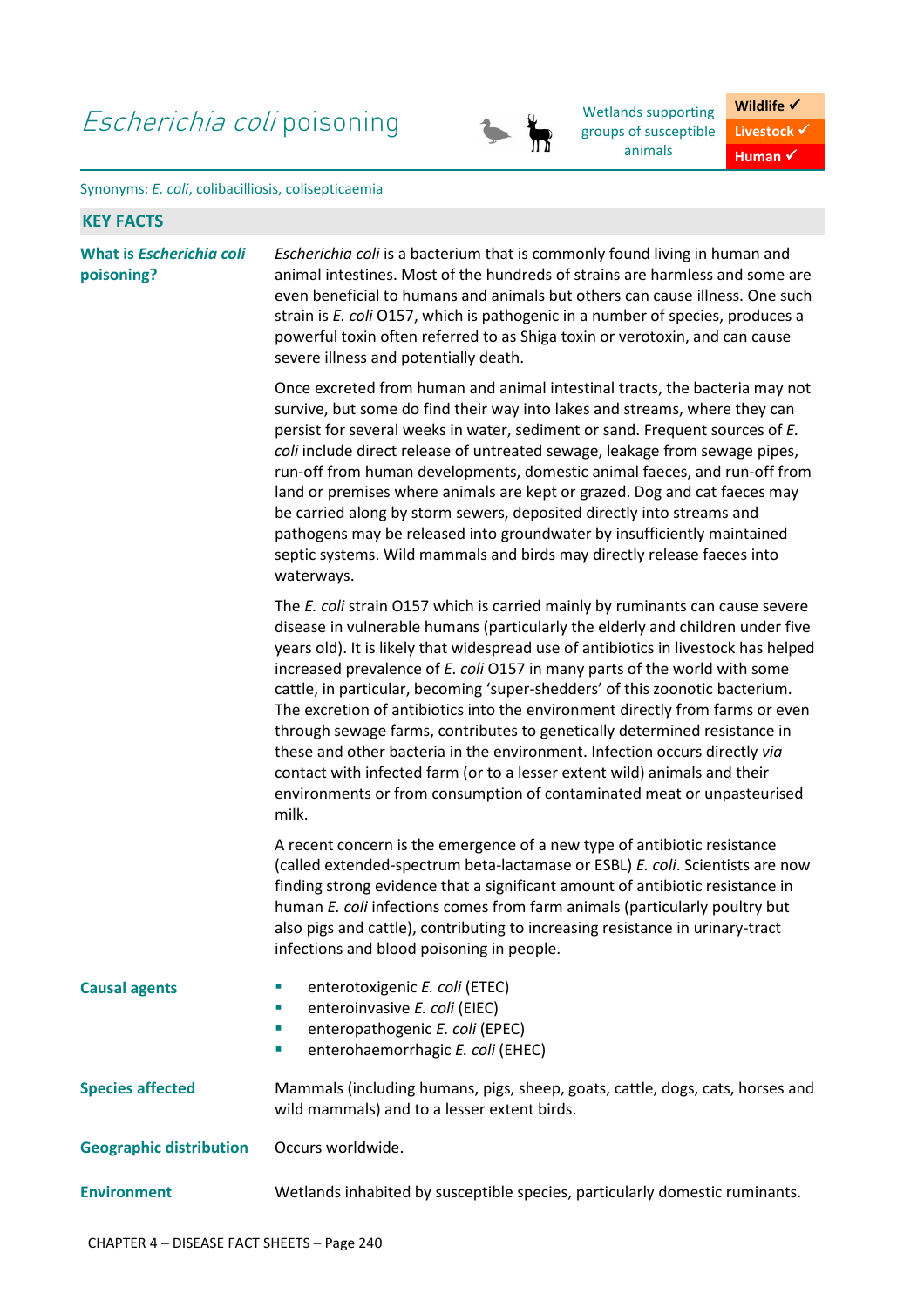# *Escherichia coli* poisoning

Wetlands supporting groups of susceptible animals

| |
|---|
| Wildlife ✓ |
| Livestock ✓ |
| Human ✓ |

Synonyms: *E. coli*, colibacilliosis, colisepticaemia

## KEY FACTS

**What is *Escherichia coli* poisoning?**

*Escherichia coli* is a bacterium that is commonly found living in human and animal intestines. Most of the hundreds of strains are harmless and some are even beneficial to humans and animals but others can cause illness. One such strain is *E. coli* O157, which is pathogenic in a number of species, produces a powerful toxin often referred to as Shiga toxin or verotoxin, and can cause severe illness and potentially death.

Once excreted from human and animal intestinal tracts, the bacteria may not survive, but some do find their way into lakes and streams, where they can persist for several weeks in water, sediment or sand. Frequent sources of *E. coli* include direct release of untreated sewage, leakage from sewage pipes, run-off from human developments, domestic animal faeces, and run-off from land or premises where animals are kept or grazed. Dog and cat faeces may be carried along by storm sewers, deposited directly into streams and pathogens may be released into groundwater by insufficiently maintained septic systems. Wild mammals and birds may directly release faeces into waterways.

The *E. coli* strain O157 which is carried mainly by ruminants can cause severe disease in vulnerable humans (particularly the elderly and children under five years old). It is likely that widespread use of antibiotics in livestock has helped increased prevalence of *E. coli* O157 in many parts of the world with some cattle, in particular, becoming 'super-shedders' of this zoonotic bacterium. The excretion of antibiotics into the environment directly from farms or even through sewage farms, contributes to genetically determined resistance in these and other bacteria in the environment. Infection occurs directly *via* contact with infected farm (or to a lesser extent wild) animals and their environments or from consumption of contaminated meat or unpasteurised milk.

A recent concern is the emergence of a new type of antibiotic resistance (called extended-spectrum beta-lactamase or ESBL) *E. coli*. Scientists are now finding strong evidence that a significant amount of antibiotic resistance in human *E. coli* infections comes from farm animals (particularly poultry but also pigs and cattle), contributing to increasing resistance in urinary-tract infections and blood poisoning in people.

**Causal agents**

- enterotoxigenic *E. coli* (ETEC)
- enteroinvasive *E. coli* (EIEC)
- enteropathogenic *E. coli* (EPEC)
- enterohaemorrhagic *E. coli* (EHEC)

**Species affected**

Mammals (including humans, pigs, sheep, goats, cattle, dogs, cats, horses and wild mammals) and to a lesser extent birds.

**Geographic distribution**

Occurs worldwide.

**Environment**

Wetlands inhabited by susceptible species, particularly domestic ruminants.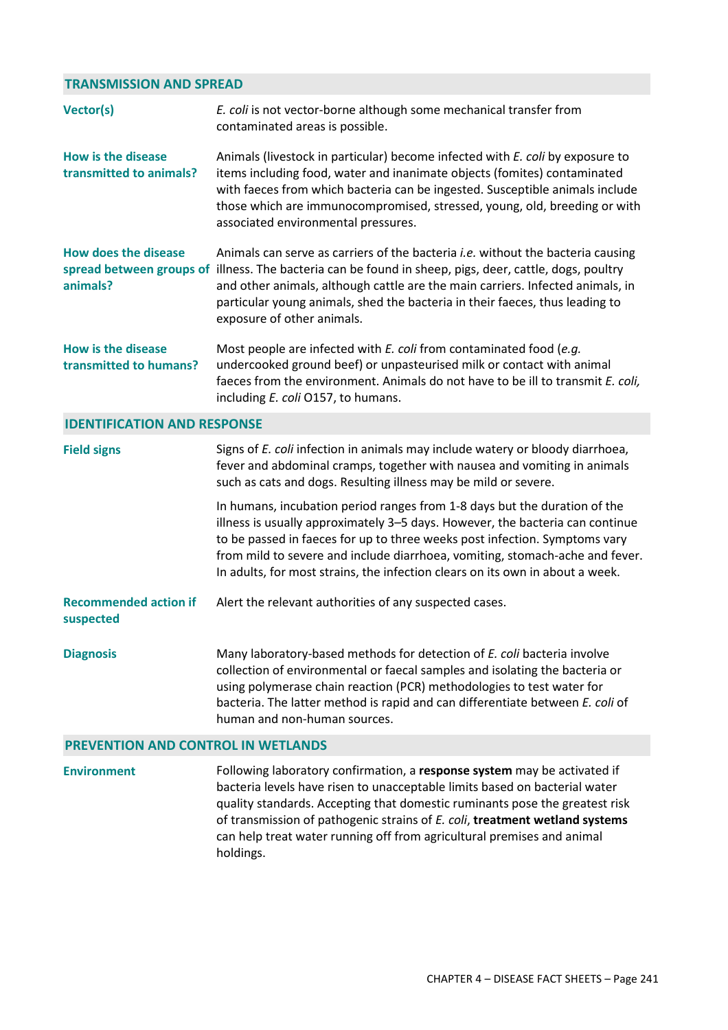## TRANSMISSION AND SPREAD

**Vector(s)**

*E. coli* is not vector-borne although some mechanical transfer from contaminated areas is possible.

**How is the disease transmitted to animals?**

Animals (livestock in particular) become infected with *E. coli* by exposure to items including food, water and inanimate objects (fomites) contaminated with faeces from which bacteria can be ingested. Susceptible animals include those which are immunocompromised, stressed, young, old, breeding or with associated environmental pressures.

**How does the disease spread between groups of animals?**

Animals can serve as carriers of the bacteria *i.e.* without the bacteria causing illness. The bacteria can be found in sheep, pigs, deer, cattle, dogs, poultry and other animals, although cattle are the main carriers. Infected animals, in particular young animals, shed the bacteria in their faeces, thus leading to exposure of other animals.

**How is the disease transmitted to humans?**

Most people are infected with *E. coli* from contaminated food (*e.g.* undercooked ground beef) or unpasteurised milk or contact with animal faeces from the environment. Animals do not have to be ill to transmit *E. coli,* including *E. coli* O157, to humans.

## IDENTIFICATION AND RESPONSE

**Field signs**

Signs of *E. coli* infection in animals may include watery or bloody diarrhoea, fever and abdominal cramps, together with nausea and vomiting in animals such as cats and dogs. Resulting illness may be mild or severe.

In humans, incubation period ranges from 1-8 days but the duration of the illness is usually approximately 3–5 days. However, the bacteria can continue to be passed in faeces for up to three weeks post infection. Symptoms vary from mild to severe and include diarrhoea, vomiting, stomach-ache and fever. In adults, for most strains, the infection clears on its own in about a week.

**Recommended action if suspected**

Alert the relevant authorities of any suspected cases.

**Diagnosis**

Many laboratory-based methods for detection of *E. coli* bacteria involve collection of environmental or faecal samples and isolating the bacteria or using polymerase chain reaction (PCR) methodologies to test water for bacteria. The latter method is rapid and can differentiate between *E. coli* of human and non-human sources.

## PREVENTION AND CONTROL IN WETLANDS

**Environment**

Following laboratory confirmation, a **response system** may be activated if bacteria levels have risen to unacceptable limits based on bacterial water quality standards. Accepting that domestic ruminants pose the greatest risk of transmission of pathogenic strains of *E. coli*, **treatment wetland systems** can help treat water running off from agricultural premises and animal holdings.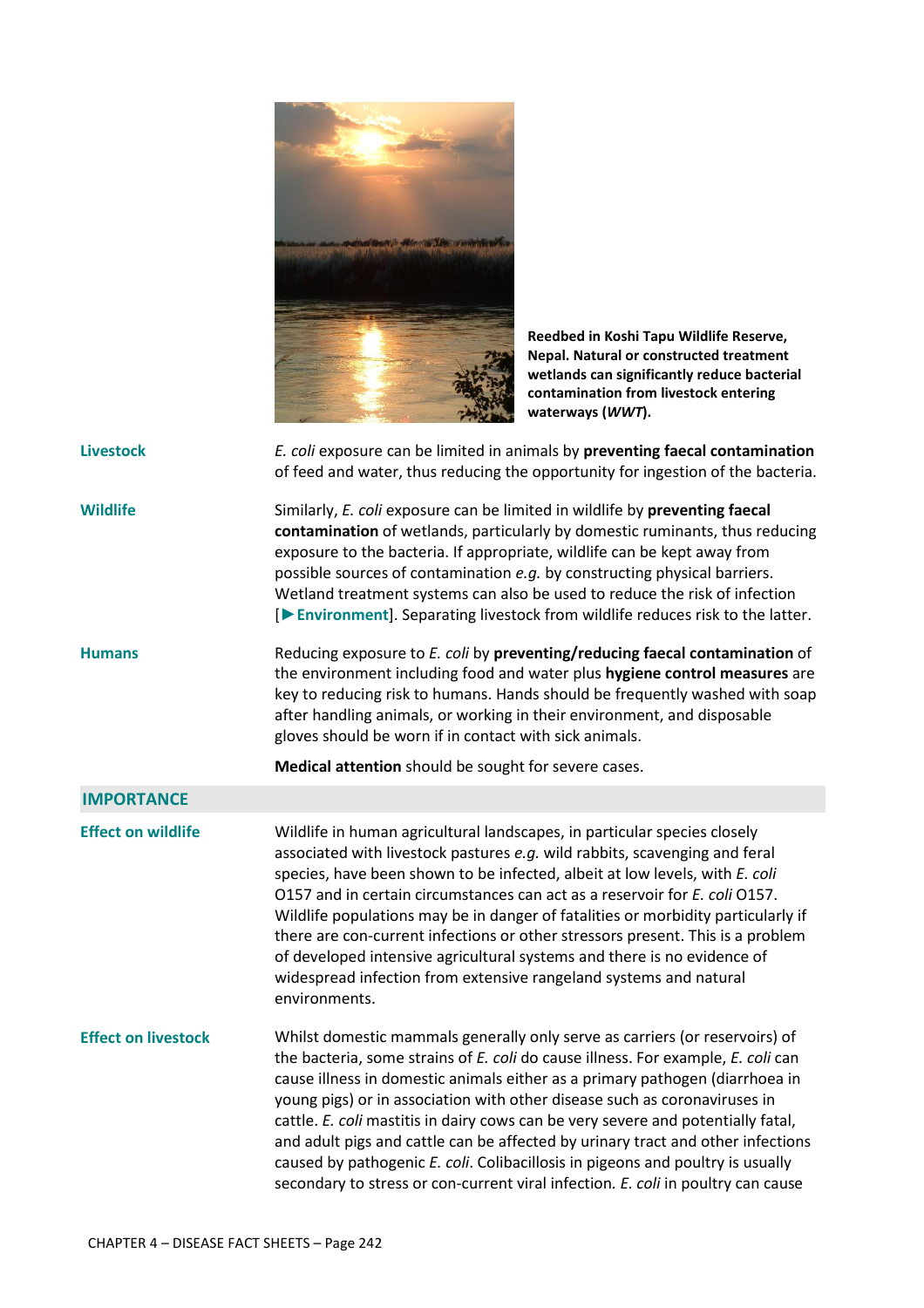Reedbed in Koshi Tapu Wildlife Reserve, Nepal. Natural or constructed treatment wetlands can significantly reduce bacterial contamination from livestock entering waterways (*WWT*).

**Livestock**

*E. coli* exposure can be limited in animals by **preventing faecal contamination** of feed and water, thus reducing the opportunity for ingestion of the bacteria.

**Wildlife**

Similarly, *E. coli* exposure can be limited in wildlife by **preventing faecal contamination** of wetlands, particularly by domestic ruminants, thus reducing exposure to the bacteria. If appropriate, wildlife can be kept away from possible sources of contamination *e.g.* by constructing physical barriers. Wetland treatment systems can also be used to reduce the risk of infection [►Environment]. Separating livestock from wildlife reduces risk to the latter.

**Humans**

Reducing exposure to *E. coli* by **preventing/reducing faecal contamination** of the environment including food and water plus **hygiene control measures** are key to reducing risk to humans. Hands should be frequently washed with soap after handling animals, or working in their environment, and disposable gloves should be worn if in contact with sick animals.

**Medical attention** should be sought for severe cases.

## IMPORTANCE

**Effect on wildlife**

Wildlife in human agricultural landscapes, in particular species closely associated with livestock pastures *e.g.* wild rabbits, scavenging and feral species, have been shown to be infected, albeit at low levels, with *E. coli* O157 and in certain circumstances can act as a reservoir for *E. coli* O157. Wildlife populations may be in danger of fatalities or morbidity particularly if there are con-current infections or other stressors present. This is a problem of developed intensive agricultural systems and there is no evidence of widespread infection from extensive rangeland systems and natural environments.

**Effect on livestock**

Whilst domestic mammals generally only serve as carriers (or reservoirs) of the bacteria, some strains of *E. coli* do cause illness. For example, *E. coli* can cause illness in domestic animals either as a primary pathogen (diarrhoea in young pigs) or in association with other disease such as coronaviruses in cattle. *E. coli* mastitis in dairy cows can be very severe and potentially fatal, and adult pigs and cattle can be affected by urinary tract and other infections caused by pathogenic *E. coli*. Colibacillosis in pigeons and poultry is usually secondary to stress or con-current viral infection. *E. coli* in poultry can cause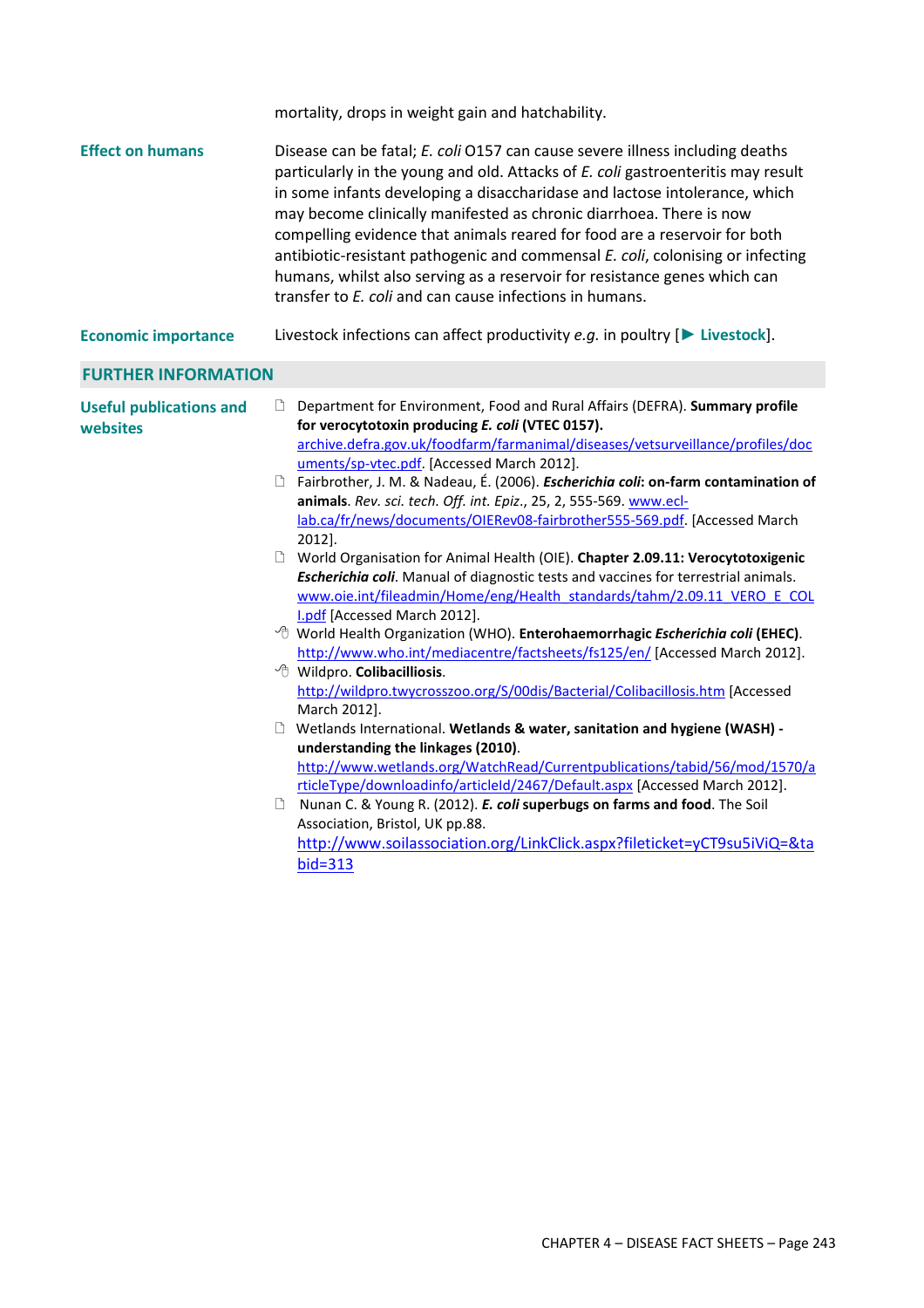mortality, drops in weight gain and hatchability.

**Effect on humans**

Disease can be fatal; *E. coli* O157 can cause severe illness including deaths particularly in the young and old. Attacks of *E. coli* gastroenteritis may result in some infants developing a disaccharidase and lactose intolerance, which may become clinically manifested as chronic diarrhoea. There is now compelling evidence that animals reared for food are a reservoir for both antibiotic-resistant pathogenic and commensal *E. coli*, colonising or infecting humans, whilst also serving as a reservoir for resistance genes which can transfer to *E. coli* and can cause infections in humans.

**Economic importance**

Livestock infections can affect productivity *e.g.* in poultry [▶ **Livestock**].

## FURTHER INFORMATION

**Useful publications and websites**

- Department for Environment, Food and Rural Affairs (DEFRA). **Summary profile for verocytotoxin producing *E. coli* (VTEC 0157).** archive.defra.gov.uk/foodfarm/farmanimal/diseases/vetsurveillance/profiles/documents/sp-vtec.pdf. [Accessed March 2012].
- Fairbrother, J. M. & Nadeau, É. (2006). ***Escherichia coli*: on-farm contamination of animals**. *Rev. sci. tech. Off. int. Epiz.*, 25, 2, 555-569. www.ecl-lab.ca/fr/news/documents/OIERev08-fairbrother555-569.pdf. [Accessed March 2012].
- World Organisation for Animal Health (OIE). **Chapter 2.09.11: Verocytotoxigenic *Escherichia coli***. Manual of diagnostic tests and vaccines for terrestrial animals. www.oie.int/fileadmin/Home/eng/Health_standards/tahm/2.09.11_VERO_E_COLI.pdf [Accessed March 2012].
- World Health Organization (WHO). **Enterohaemorrhagic *Escherichia coli* (EHEC)**. http://www.who.int/mediacentre/factsheets/fs125/en/ [Accessed March 2012].
- Wildpro. **Colibacilliosis**. http://wildpro.twycrosszoo.org/S/00dis/Bacterial/Colibacillosis.htm [Accessed March 2012].
- Wetlands International. **Wetlands & water, sanitation and hygiene (WASH) - understanding the linkages (2010)**. http://www.wetlands.org/WatchRead/Currentpublications/tabid/56/mod/1570/articleType/downloadinfo/articleId/2467/Default.aspx [Accessed March 2012].
- Nunan C. & Young R. (2012). ***E. coli* superbugs on farms and food**. The Soil Association, Bristol, UK pp.88. http://www.soilassociation.org/LinkClick.aspx?fileticket=yCT9su5iViQ=&tabid=313